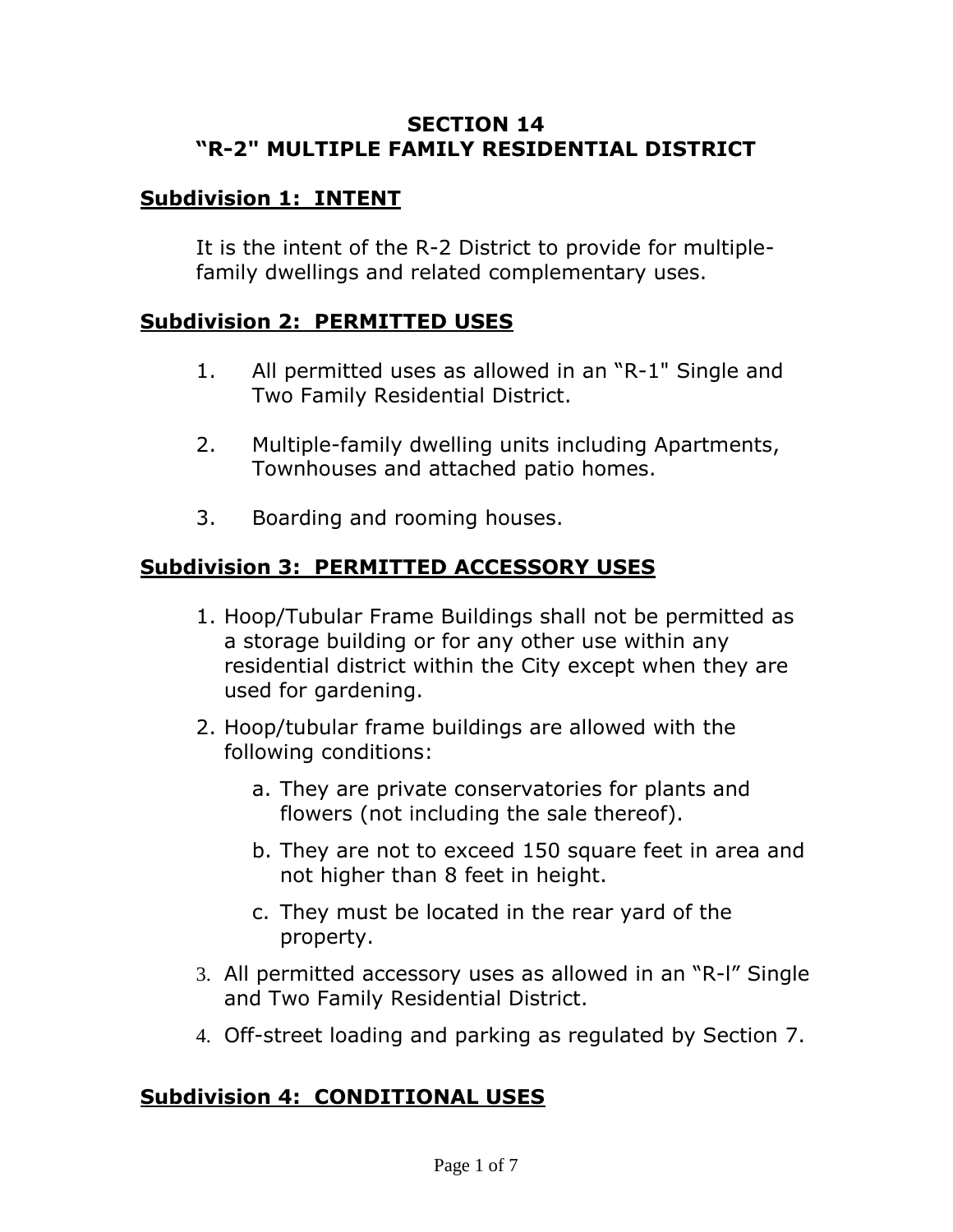# SECTION 14
# "R-2" MULTIPLE FAMILY RESIDENTIAL DISTRICT

## Subdivision 1: INTENT

It is the intent of the R-2 District to provide for multiple-family dwellings and related complementary uses.

## Subdivision 2: PERMITTED USES

1. All permitted uses as allowed in an "R-1" Single and Two Family Residential District.

2. Multiple-family dwelling units including Apartments, Townhouses and attached patio homes.

3. Boarding and rooming houses.

## Subdivision 3: PERMITTED ACCESSORY USES

1. Hoop/Tubular Frame Buildings shall not be permitted as a storage building or for any other use within any residential district within the City except when they are used for gardening.
2. Hoop/tubular frame buildings are allowed with the following conditions:
   a. They are private conservatories for plants and flowers (not including the sale thereof).
   b. They are not to exceed 150 square feet in area and not higher than 8 feet in height.
   c. They must be located in the rear yard of the property.
3. All permitted accessory uses as allowed in an "R-l" Single and Two Family Residential District.
4. Off-street loading and parking as regulated by Section 7.

## Subdivision 4: CONDITIONAL USES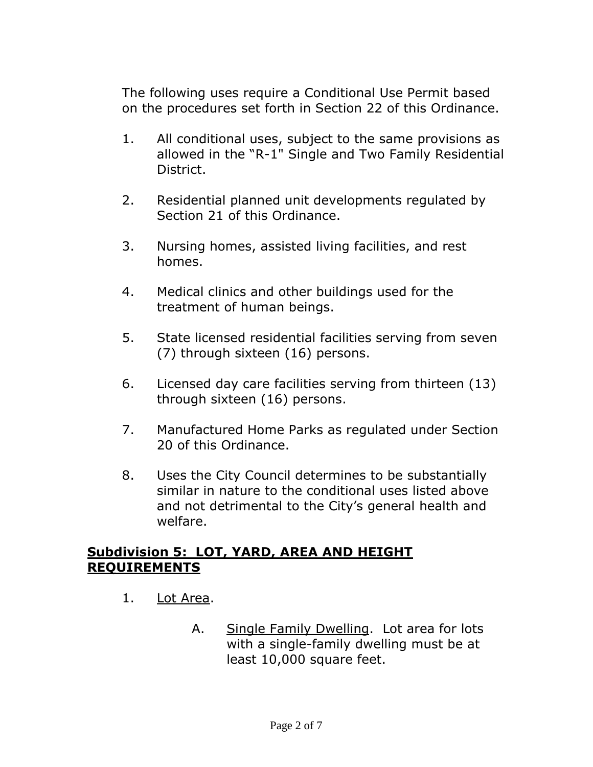The following uses require a Conditional Use Permit based on the procedures set forth in Section 22 of this Ordinance.

1. All conditional uses, subject to the same provisions as allowed in the "R-1" Single and Two Family Residential District.

2. Residential planned unit developments regulated by Section 21 of this Ordinance.

3. Nursing homes, assisted living facilities, and rest homes.

4. Medical clinics and other buildings used for the treatment of human beings.

5. State licensed residential facilities serving from seven (7) through sixteen (16) persons.

6. Licensed day care facilities serving from thirteen (13) through sixteen (16) persons.

7. Manufactured Home Parks as regulated under Section 20 of this Ordinance.

8. Uses the City Council determines to be substantially similar in nature to the conditional uses listed above and not detrimental to the City's general health and welfare.

## **Subdivision 5: LOT, YARD, AREA AND HEIGHT REQUIREMENTS**

1. Lot Area.

   A. Single Family Dwelling. Lot area for lots with a single-family dwelling must be at least 10,000 square feet.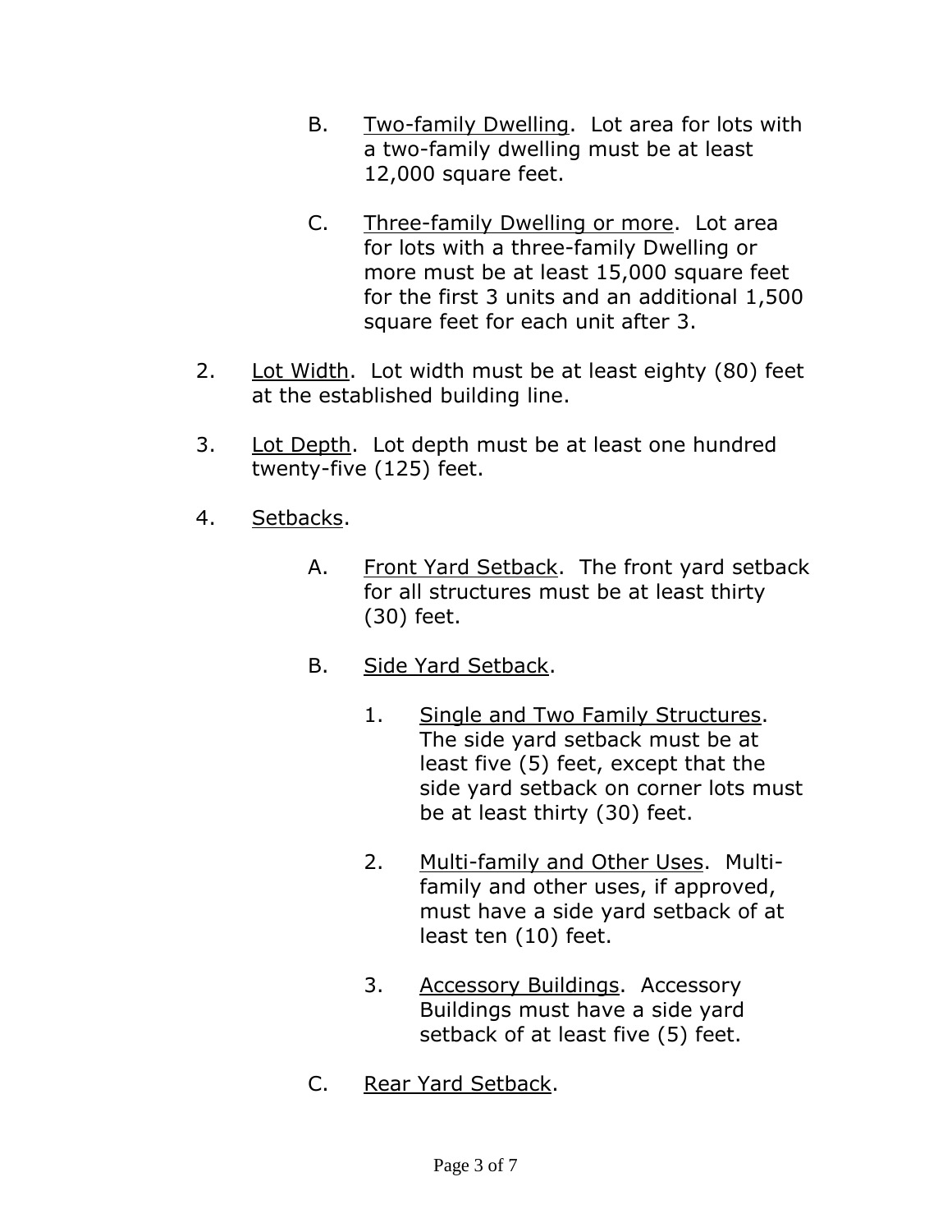B. <u>Two-family Dwelling</u>. Lot area for lots with a two-family dwelling must be at least 12,000 square feet.

   C. <u>Three-family Dwelling or more</u>. Lot area for lots with a three-family Dwelling or more must be at least 15,000 square feet for the first 3 units and an additional 1,500 square feet for each unit after 3.

2. <u>Lot Width</u>. Lot width must be at least eighty (80) feet at the established building line.

3. <u>Lot Depth</u>. Lot depth must be at least one hundred twenty-five (125) feet.

4. <u>Setbacks</u>.

   A. <u>Front Yard Setback</u>. The front yard setback for all structures must be at least thirty (30) feet.

   B. <u>Side Yard Setback</u>.

      1. <u>Single and Two Family Structures</u>. The side yard setback must be at least five (5) feet, except that the side yard setback on corner lots must be at least thirty (30) feet.

      2. <u>Multi-family and Other Uses</u>. Multi-family and other uses, if approved, must have a side yard setback of at least ten (10) feet.

      3. <u>Accessory Buildings</u>. Accessory Buildings must have a side yard setback of at least five (5) feet.

   C. <u>Rear Yard Setback</u>.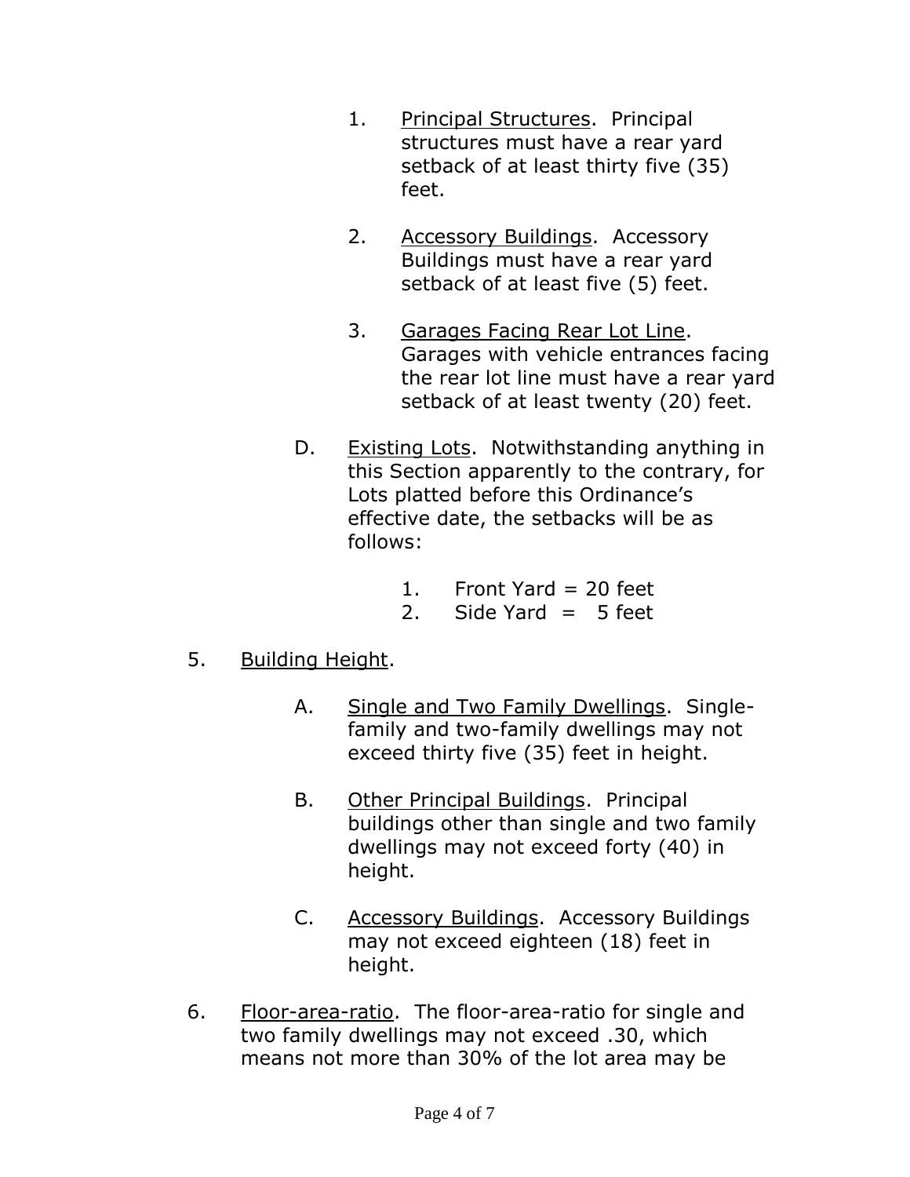1. Principal Structures. Principal structures must have a rear yard setback of at least thirty five (35) feet.

2. Accessory Buildings. Accessory Buildings must have a rear yard setback of at least five (5) feet.

3. Garages Facing Rear Lot Line. Garages with vehicle entrances facing the rear lot line must have a rear yard setback of at least twenty (20) feet.

D. Existing Lots. Notwithstanding anything in this Section apparently to the contrary, for Lots platted before this Ordinance's effective date, the setbacks will be as follows:

1. Front Yard = 20 feet
2. Side Yard = 5 feet

5. Building Height.

A. Single and Two Family Dwellings. Single-family and two-family dwellings may not exceed thirty five (35) feet in height.

B. Other Principal Buildings. Principal buildings other than single and two family dwellings may not exceed forty (40) in height.

C. Accessory Buildings. Accessory Buildings may not exceed eighteen (18) feet in height.

6. Floor-area-ratio. The floor-area-ratio for single and two family dwellings may not exceed .30, which means not more than 30% of the lot area may be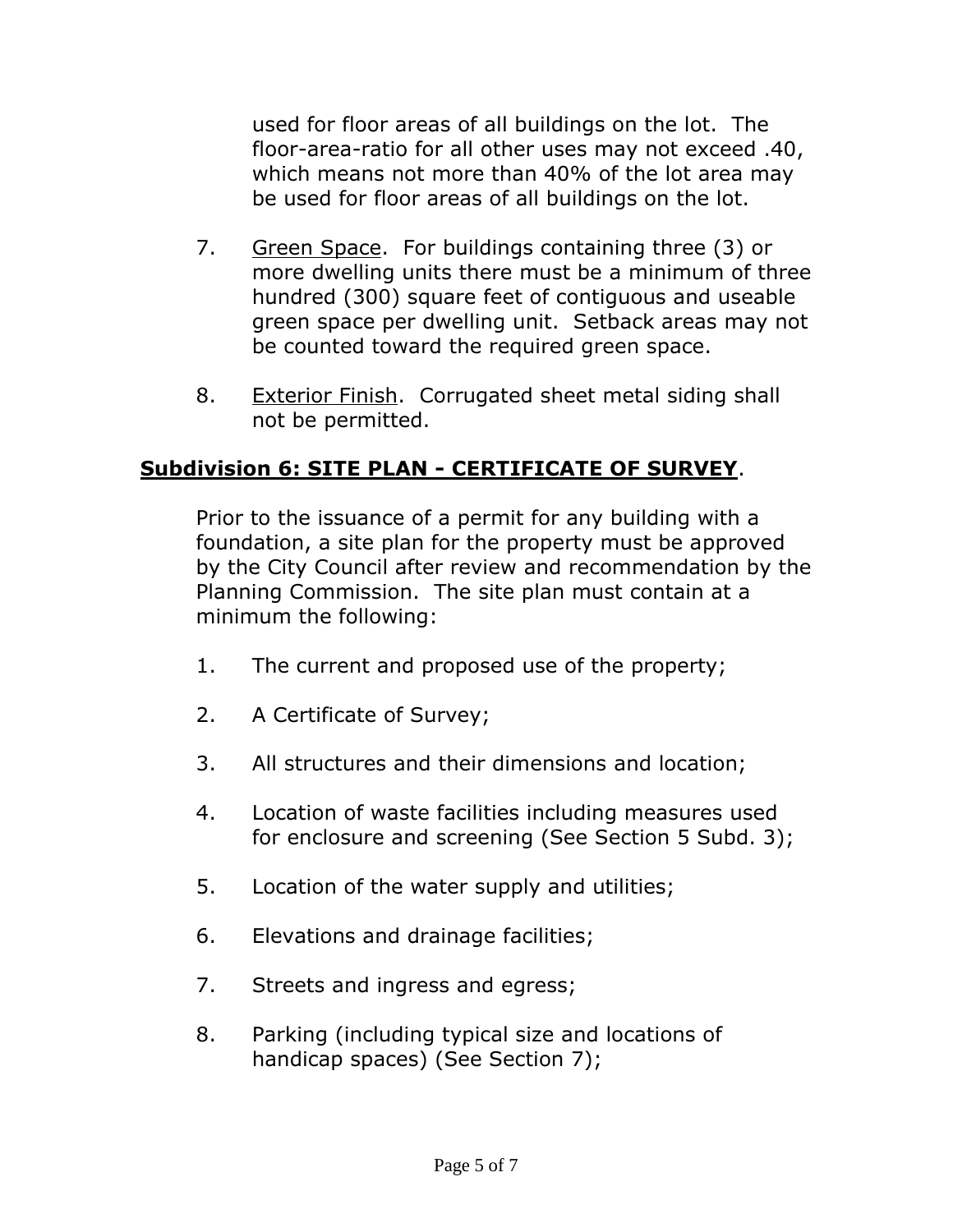used for floor areas of all buildings on the lot. The floor-area-ratio for all other uses may not exceed .40, which means not more than 40% of the lot area may be used for floor areas of all buildings on the lot.

7. Green Space. For buildings containing three (3) or more dwelling units there must be a minimum of three hundred (300) square feet of contiguous and useable green space per dwelling unit. Setback areas may not be counted toward the required green space.

8. Exterior Finish. Corrugated sheet metal siding shall not be permitted.

## Subdivision 6: SITE PLAN - CERTIFICATE OF SURVEY.

Prior to the issuance of a permit for any building with a foundation, a site plan for the property must be approved by the City Council after review and recommendation by the Planning Commission. The site plan must contain at a minimum the following:

1. The current and proposed use of the property;

2. A Certificate of Survey;

3. All structures and their dimensions and location;

4. Location of waste facilities including measures used for enclosure and screening (See Section 5 Subd. 3);

5. Location of the water supply and utilities;

6. Elevations and drainage facilities;

7. Streets and ingress and egress;

8. Parking (including typical size and locations of handicap spaces) (See Section 7);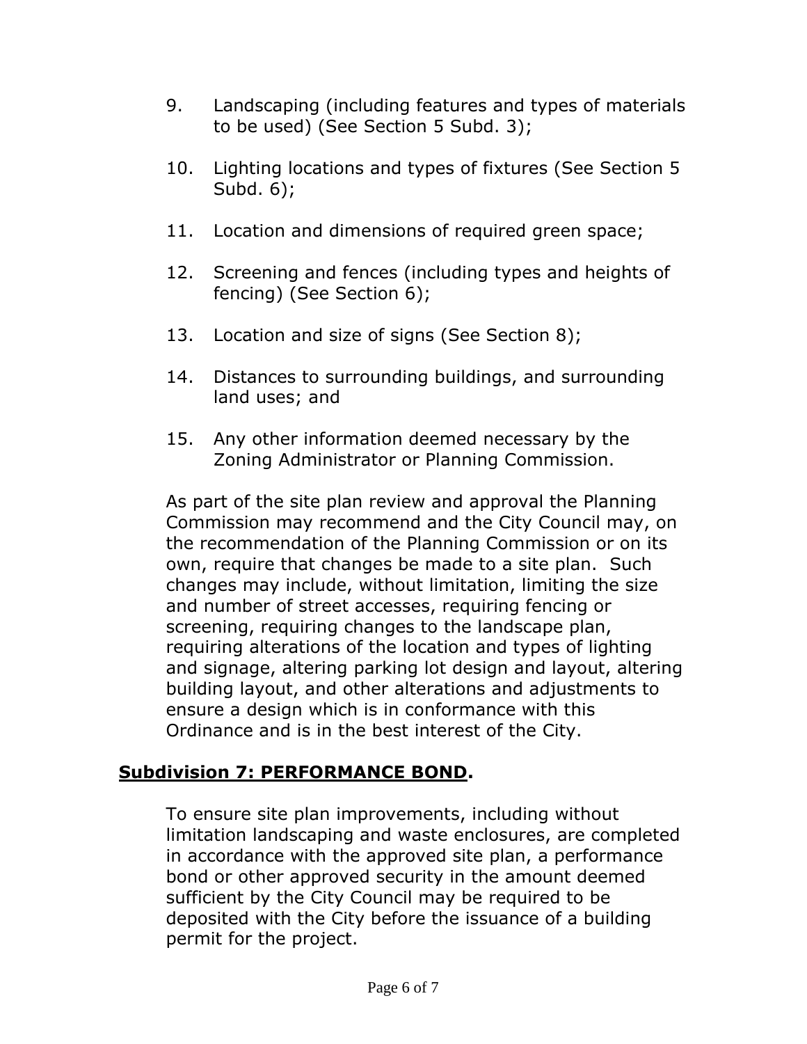9. Landscaping (including features and types of materials to be used) (See Section 5 Subd. 3);

10. Lighting locations and types of fixtures (See Section 5 Subd. 6);

11. Location and dimensions of required green space;

12. Screening and fences (including types and heights of fencing) (See Section 6);

13. Location and size of signs (See Section 8);

14. Distances to surrounding buildings, and surrounding land uses; and

15. Any other information deemed necessary by the Zoning Administrator or Planning Commission.

As part of the site plan review and approval the Planning Commission may recommend and the City Council may, on the recommendation of the Planning Commission or on its own, require that changes be made to a site plan. Such changes may include, without limitation, limiting the size and number of street accesses, requiring fencing or screening, requiring changes to the landscape plan, requiring alterations of the location and types of lighting and signage, altering parking lot design and layout, altering building layout, and other alterations and adjustments to ensure a design which is in conformance with this Ordinance and is in the best interest of the City.

## **Subdivision 7: PERFORMANCE BOND.**

To ensure site plan improvements, including without limitation landscaping and waste enclosures, are completed in accordance with the approved site plan, a performance bond or other approved security in the amount deemed sufficient by the City Council may be required to be deposited with the City before the issuance of a building permit for the project.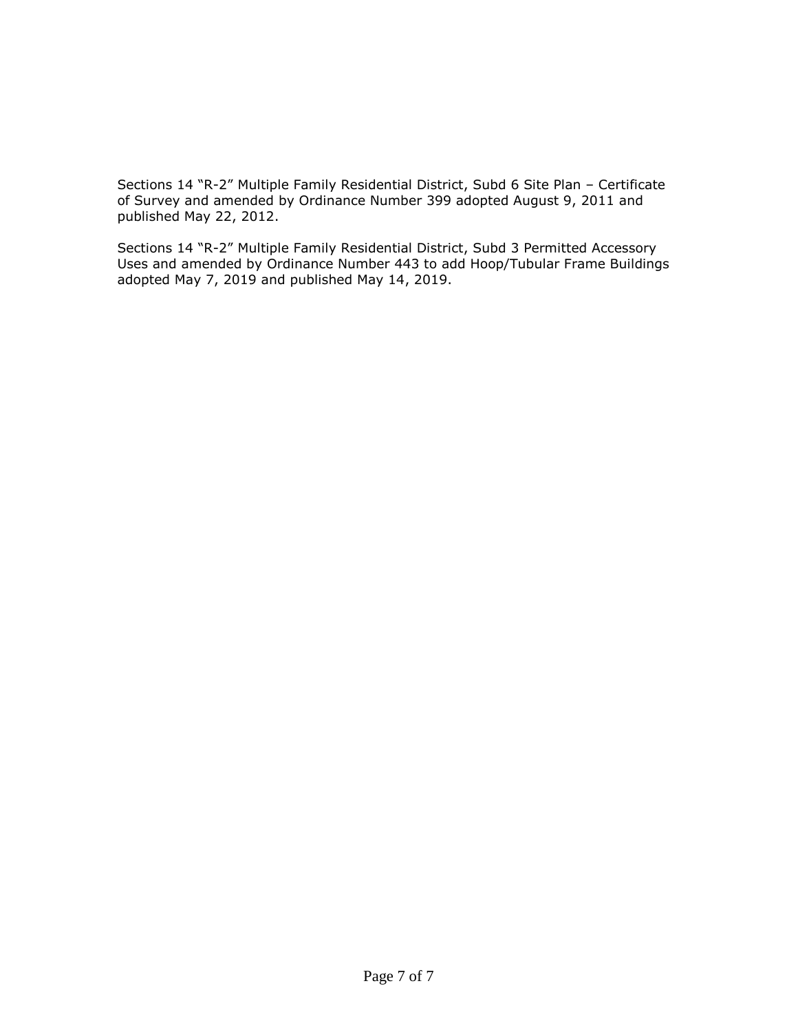Sections 14 "R-2" Multiple Family Residential District, Subd 6 Site Plan – Certificate of Survey and amended by Ordinance Number 399 adopted August 9, 2011 and published May 22, 2012.

Sections 14 "R-2" Multiple Family Residential District, Subd 3 Permitted Accessory Uses and amended by Ordinance Number 443 to add Hoop/Tubular Frame Buildings adopted May 7, 2019 and published May 14, 2019.